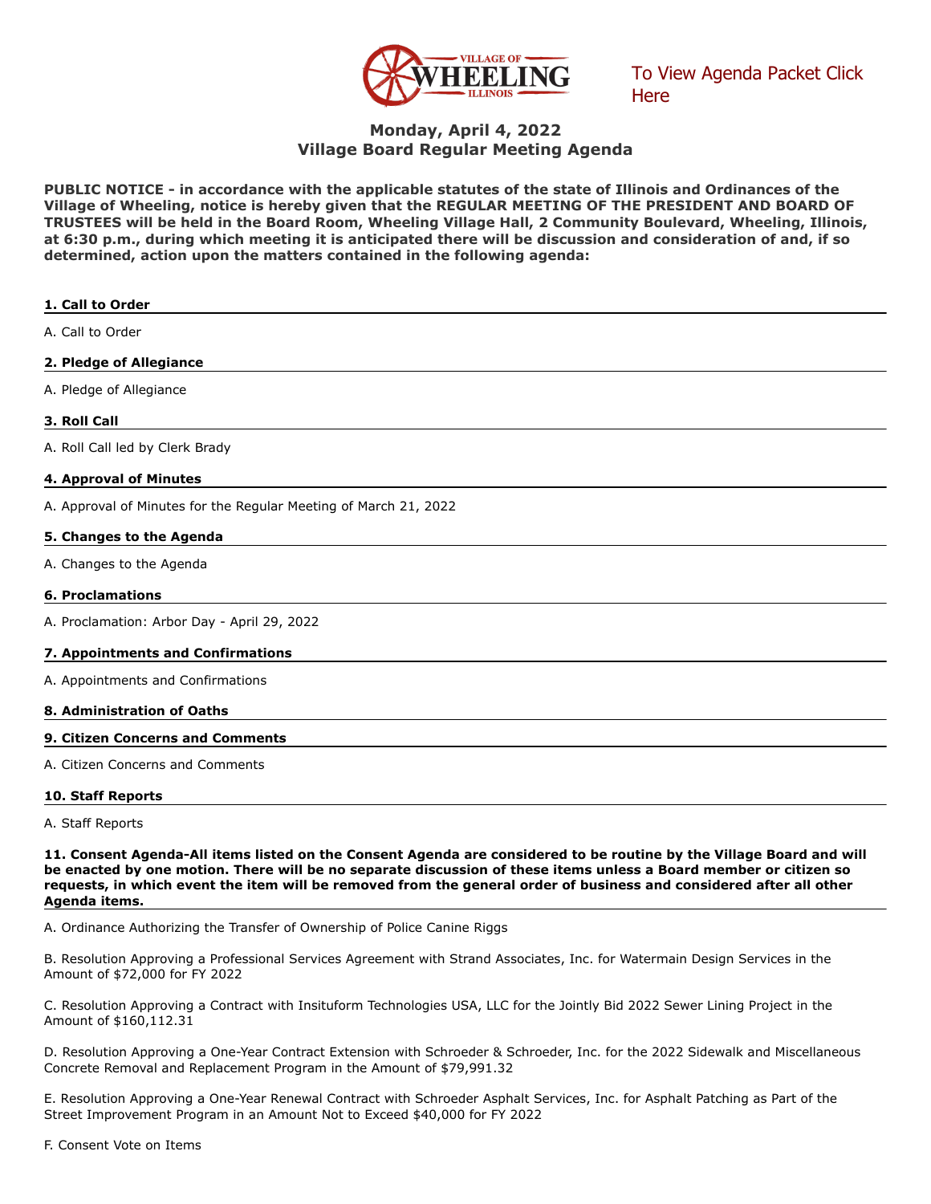To View Agenda Packet Click Here

## Monday, April 4, 2022
## Village Board Regular Meeting Agenda

**PUBLIC NOTICE - in accordance with the applicable statutes of the state of Illinois and Ordinances of the Village of Wheeling, notice is hereby given that the REGULAR MEETING OF THE PRESIDENT AND BOARD OF TRUSTEES will be held in the Board Room, Wheeling Village Hall, 2 Community Boulevard, Wheeling, Illinois, at 6:30 p.m., during which meeting it is anticipated there will be discussion and consideration of and, if so determined, action upon the matters contained in the following agenda:**

**1. Call to Order**

A. Call to Order

**2. Pledge of Allegiance**

A. Pledge of Allegiance

**3. Roll Call**

A. Roll Call led by Clerk Brady

**4. Approval of Minutes**

A. Approval of Minutes for the Regular Meeting of March 21, 2022

**5. Changes to the Agenda**

A. Changes to the Agenda

**6. Proclamations**

A. Proclamation: Arbor Day - April 29, 2022

**7. Appointments and Confirmations**

A. Appointments and Confirmations

**8. Administration of Oaths**

**9. Citizen Concerns and Comments**

A. Citizen Concerns and Comments

**10. Staff Reports**

A. Staff Reports

**11. Consent Agenda-All items listed on the Consent Agenda are considered to be routine by the Village Board and will be enacted by one motion. There will be no separate discussion of these items unless a Board member or citizen so requests, in which event the item will be removed from the general order of business and considered after all other Agenda items.**

A. Ordinance Authorizing the Transfer of Ownership of Police Canine Riggs

B. Resolution Approving a Professional Services Agreement with Strand Associates, Inc. for Watermain Design Services in the Amount of $72,000 for FY 2022

C. Resolution Approving a Contract with Insituform Technologies USA, LLC for the Jointly Bid 2022 Sewer Lining Project in the Amount of $160,112.31

D. Resolution Approving a One-Year Contract Extension with Schroeder & Schroeder, Inc. for the 2022 Sidewalk and Miscellaneous Concrete Removal and Replacement Program in the Amount of $79,991.32

E. Resolution Approving a One-Year Renewal Contract with Schroeder Asphalt Services, Inc. for Asphalt Patching as Part of the Street Improvement Program in an Amount Not to Exceed $40,000 for FY 2022

F. Consent Vote on Items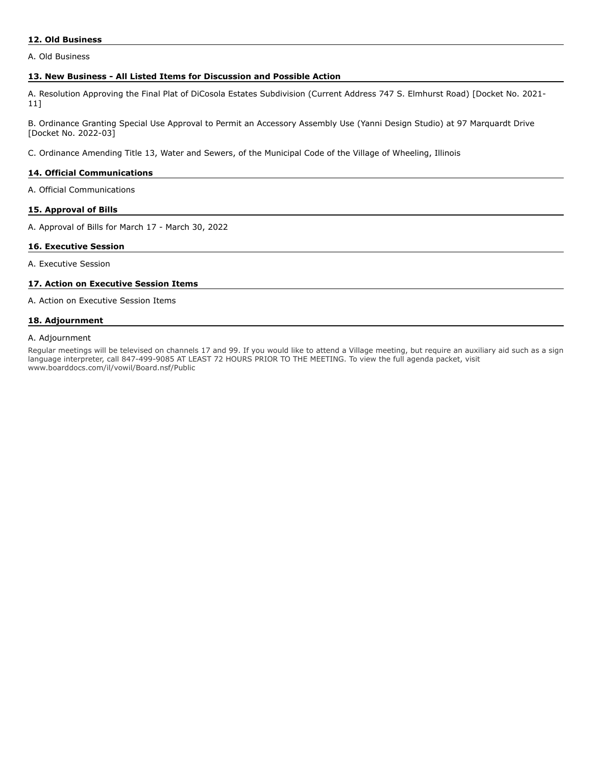## 12. Old Business

A. Old Business

## 13. New Business - All Listed Items for Discussion and Possible Action

A. Resolution Approving the Final Plat of DiCosola Estates Subdivision (Current Address 747 S. Elmhurst Road) [Docket No. 2021-11]

B. Ordinance Granting Special Use Approval to Permit an Accessory Assembly Use (Yanni Design Studio) at 97 Marquardt Drive [Docket No. 2022-03]

C. Ordinance Amending Title 13, Water and Sewers, of the Municipal Code of the Village of Wheeling, Illinois

## 14. Official Communications

A. Official Communications

## 15. Approval of Bills

A. Approval of Bills for March 17 - March 30, 2022

## 16. Executive Session

A. Executive Session

## 17. Action on Executive Session Items

A. Action on Executive Session Items

## 18. Adjournment

A. Adjournment

Regular meetings will be televised on channels 17 and 99. If you would like to attend a Village meeting, but require an auxiliary aid such as a sign language interpreter, call 847-499-9085 AT LEAST 72 HOURS PRIOR TO THE MEETING. To view the full agenda packet, visit www.boarddocs.com/il/vowil/Board.nsf/Public